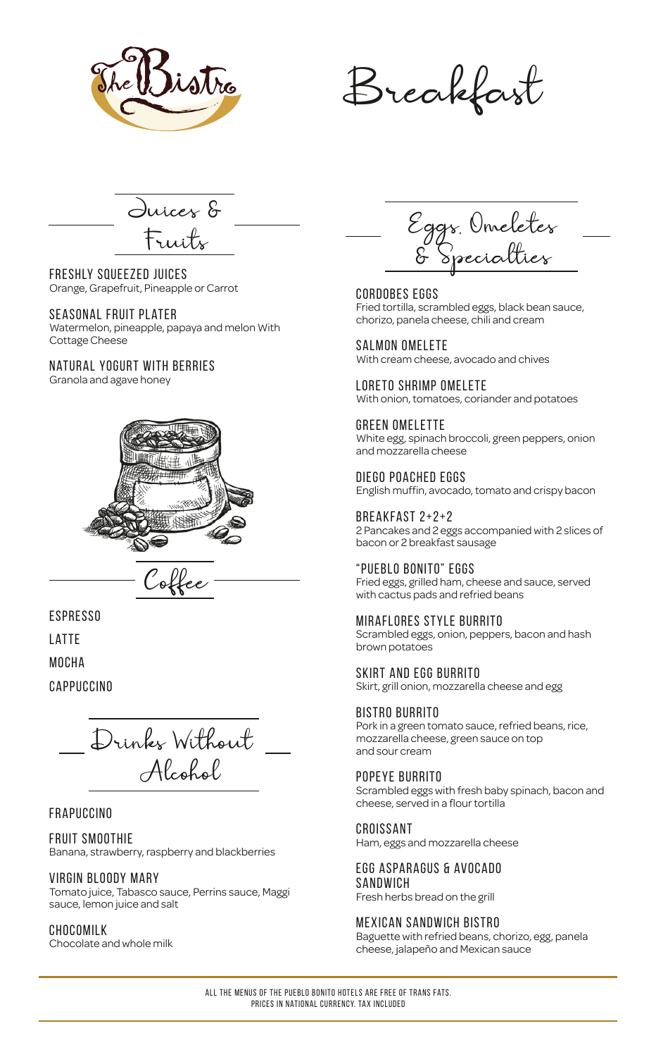# The Bistro

# Breakfast

## Juices & Fruits

### FRESHLY SQUEEZED JUICES
Orange, Grapefruit, Pineapple or Carrot

### SEASONAL FRUIT PLATER
Watermelon, pineapple, papaya and melon With Cottage Cheese

### NATURAL YOGURT WITH BERRIES
Granola and agave honey

## Coffee

### ESPRESSO

### LATTE

### MOCHA

### CAPPUCCINO

## Drinks Without Alcohol

### FRAPUCCINO

### FRUIT SMOOTHIE
Banana, strawberry, raspberry and blackberries

### VIRGIN BLOODY MARY
Tomato juice, Tabasco sauce, Perrins sauce, Maggi sauce, lemon juice and salt

### CHOCOMILK
Chocolate and whole milk

## Eggs, Omeletes & Specialties

### CORDOBES EGGS
Fried tortilla, scrambled eggs, black bean sauce, chorizo, panela cheese, chili and cream

### SALMON OMELETE
With cream cheese, avocado and chives

### LORETO SHRIMP OMELETE
With onion, tomatoes, coriander and potatoes

### GREEN OMELETTE
White egg, spinach broccoli, green peppers, onion and mozzarella cheese

### DIEGO POACHED EGGS
English muffin, avocado, tomato and crispy bacon

### BREAKFAST 2+2+2
2 Pancakes and 2 eggs accompanied with 2 slices of bacon or 2 breakfast sausage

### "PUEBLO BONITO" EGGS
Fried eggs, grilled ham, cheese and sauce, served with cactus pads and refried beans

### MIRAFLORES STYLE BURRITO
Scrambled eggs, onion, peppers, bacon and hash brown potatoes

### SKIRT AND EGG BURRITO
Skirt, grill onion, mozzarella cheese and egg

### BISTRO BURRITO
Pork in a green tomato sauce, refried beans, rice, mozzarella cheese, green sauce on top and sour cream

### POPEYE BURRITO
Scrambled eggs with fresh baby spinach, bacon and cheese, served in a flour tortilla

### CROISSANT
Ham, eggs and mozzarella cheese

### EGG ASPARAGUS & AVOCADO SANDWICH
Fresh herbs bread on the grill

### MEXICAN SANDWICH BISTRO
Baguette with refried beans, chorizo, egg, panela cheese, jalapeño and Mexican sauce

ALL THE MENUS OF THE PUEBLO BONITO HOTELS ARE FREE OF TRANS FATS.
PRICES IN NATIONAL CURRENCY. TAX INCLUDED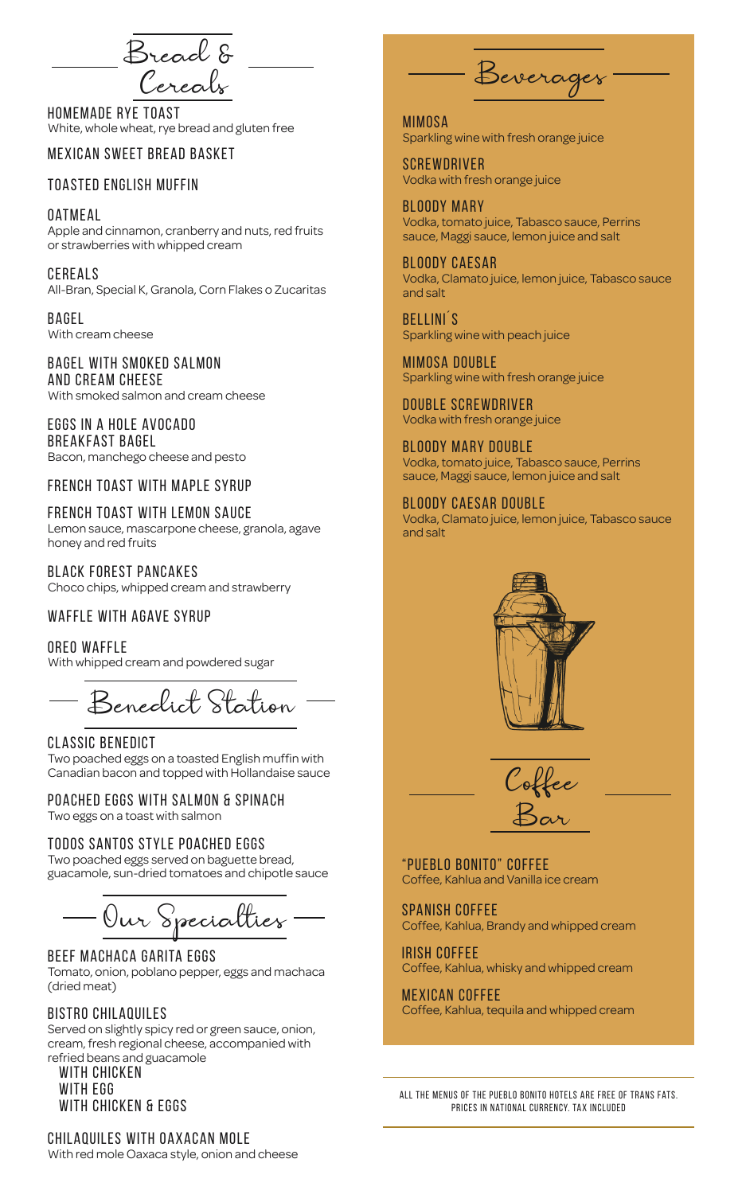## Bread & Cereals

HOMEMADE RYE TOAST
White, whole wheat, rye bread and gluten free

MEXICAN SWEET BREAD BASKET

TOASTED ENGLISH MUFFIN

OATMEAL
Apple and cinnamon, cranberry and nuts, red fruits or strawberries with whipped cream

CEREALS
All-Bran, Special K, Granola, Corn Flakes o Zucaritas

BAGEL
With cream cheese

BAGEL WITH SMOKED SALMON AND CREAM CHEESE
With smoked salmon and cream cheese

EGGS IN A HOLE AVOCADO BREAKFAST BAGEL
Bacon, manchego cheese and pesto

FRENCH TOAST WITH MAPLE SYRUP

FRENCH TOAST WITH LEMON SAUCE
Lemon sauce, mascarpone cheese, granola, agave honey and red fruits

BLACK FOREST PANCAKES
Choco chips, whipped cream and strawberry

WAFFLE WITH AGAVE SYRUP

OREO WAFFLE
With whipped cream and powdered sugar

## Benedict Station

CLASSIC BENEDICT
Two poached eggs on a toasted English muffin with Canadian bacon and topped with Hollandaise sauce

POACHED EGGS WITH SALMON & SPINACH
Two eggs on a toast with salmon

TODOS SANTOS STYLE POACHED EGGS
Two poached eggs served on baguette bread, guacamole, sun-dried tomatoes and chipotle sauce

## Our Specialties

BEEF MACHACA GARITA EGGS
Tomato, onion, poblano pepper, eggs and machaca (dried meat)

BISTRO CHILAQUILES
Served on slightly spicy red or green sauce, onion, cream, fresh regional cheese, accompanied with refried beans and guacamole
- WITH CHICKEN
- WITH EGG
- WITH CHICKEN & EGGS

CHILAQUILES WITH OAXACAN MOLE
With red mole Oaxaca style, onion and cheese

## Beverages

MIMOSA
Sparkling wine with fresh orange juice

SCREWDRIVER
Vodka with fresh orange juice

BLOODY MARY
Vodka, tomato juice, Tabasco sauce, Perrins sauce, Maggi sauce, lemon juice and salt

BLOODY CAESAR
Vodka, Clamato juice, lemon juice, Tabasco sauce and salt

BELLINI´S
Sparkling wine with peach juice

MIMOSA DOUBLE
Sparkling wine with fresh orange juice

DOUBLE SCREWDRIVER
Vodka with fresh orange juice

BLOODY MARY DOUBLE
Vodka, tomato juice, Tabasco sauce, Perrins sauce, Maggi sauce, lemon juice and salt

BLOODY CAESAR DOUBLE
Vodka, Clamato juice, lemon juice, Tabasco sauce and salt

## Coffee Bar

"PUEBLO BONITO" COFFEE
Coffee, Kahlua and Vanilla ice cream

SPANISH COFFEE
Coffee, Kahlua, Brandy and whipped cream

IRISH COFFEE
Coffee, Kahlua, whisky and whipped cream

MEXICAN COFFEE
Coffee, Kahlua, tequila and whipped cream

ALL THE MENUS OF THE PUEBLO BONITO HOTELS ARE FREE OF TRANS FATS.
PRICES IN NATIONAL CURRENCY. TAX INCLUDED